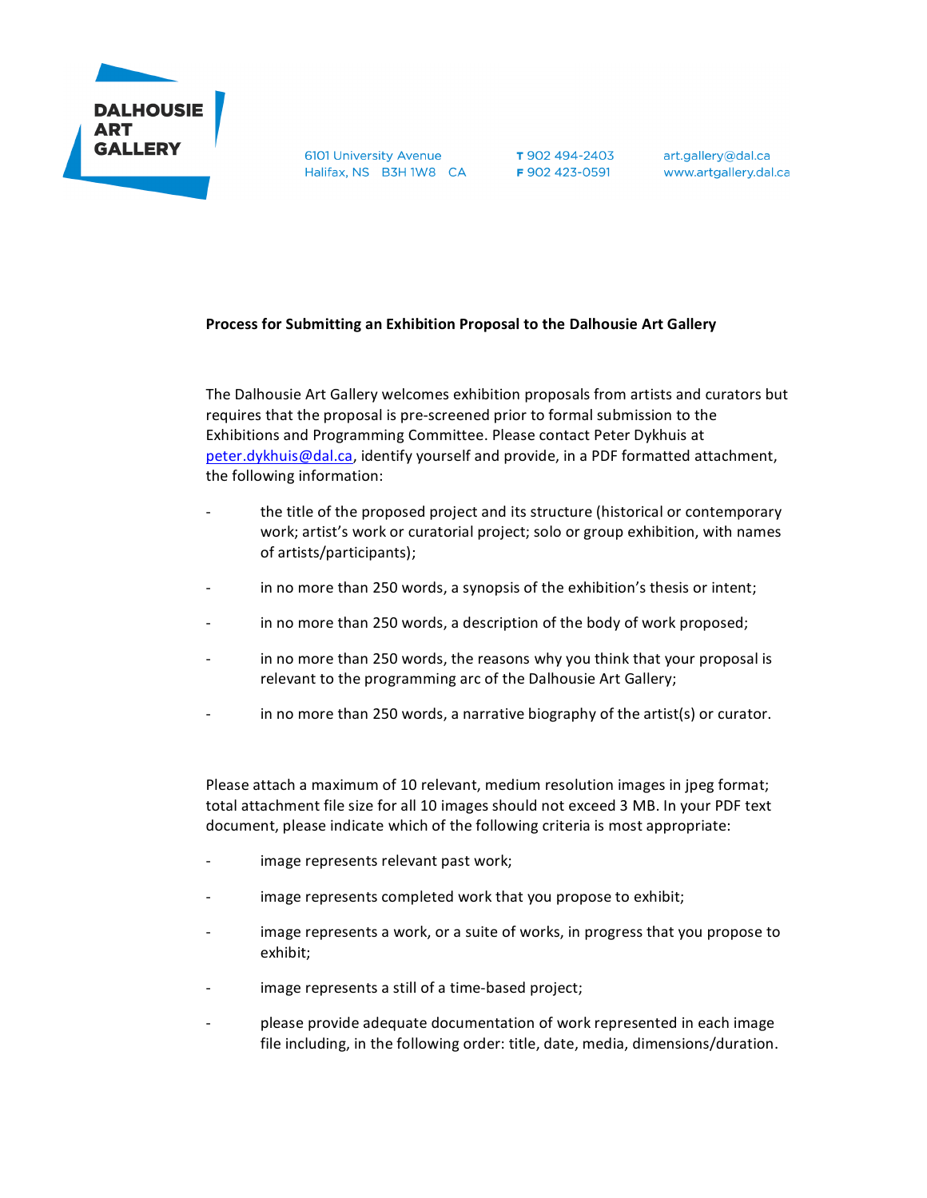DALHOUSIE ART GALLERY

6101 University Avenue
Halifax, NS B3H 1W8 CA

T 902 494-2403
F 902 423-0591

art.gallery@dal.ca
www.artgallery.dal.ca

**Process for Submitting an Exhibition Proposal to the Dalhousie Art Gallery**

The Dalhousie Art Gallery welcomes exhibition proposals from artists and curators but requires that the proposal is pre-screened prior to formal submission to the Exhibitions and Programming Committee. Please contact Peter Dykhuis at peter.dykhuis@dal.ca, identify yourself and provide, in a PDF formatted attachment, the following information:

- the title of the proposed project and its structure (historical or contemporary work; artist's work or curatorial project; solo or group exhibition, with names of artists/participants);
- in no more than 250 words, a synopsis of the exhibition's thesis or intent;
- in no more than 250 words, a description of the body of work proposed;
- in no more than 250 words, the reasons why you think that your proposal is relevant to the programming arc of the Dalhousie Art Gallery;
- in no more than 250 words, a narrative biography of the artist(s) or curator.

Please attach a maximum of 10 relevant, medium resolution images in jpeg format; total attachment file size for all 10 images should not exceed 3 MB. In your PDF text document, please indicate which of the following criteria is most appropriate:

- image represents relevant past work;
- image represents completed work that you propose to exhibit;
- image represents a work, or a suite of works, in progress that you propose to exhibit;
- image represents a still of a time-based project;
- please provide adequate documentation of work represented in each image file including, in the following order: title, date, media, dimensions/duration.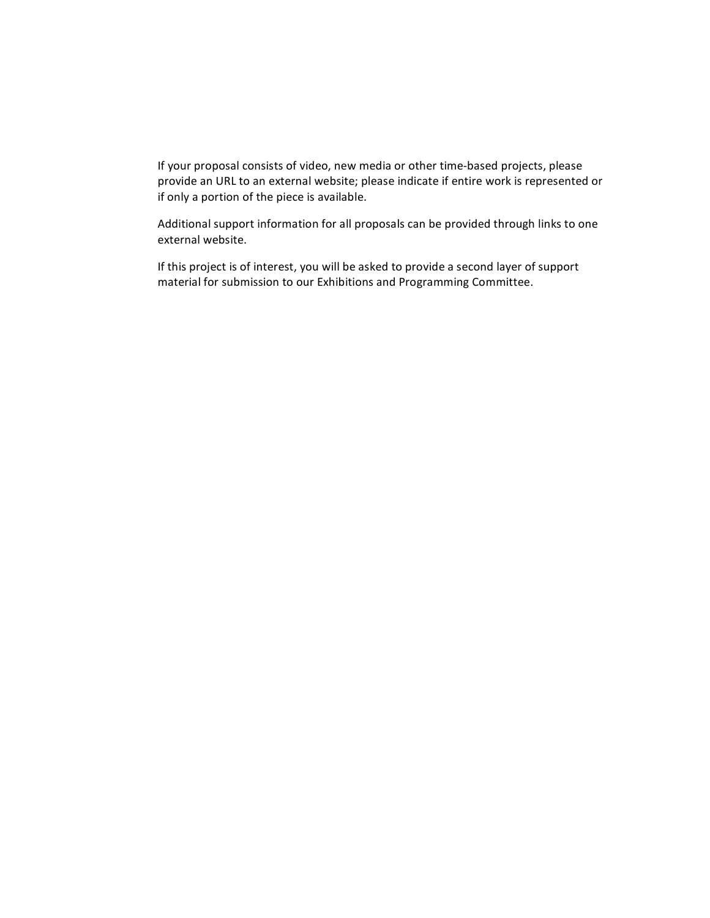If your proposal consists of video, new media or other time-based projects, please provide an URL to an external website; please indicate if entire work is represented or if only a portion of the piece is available.

Additional support information for all proposals can be provided through links to one external website.

If this project is of interest, you will be asked to provide a second layer of support material for submission to our Exhibitions and Programming Committee.